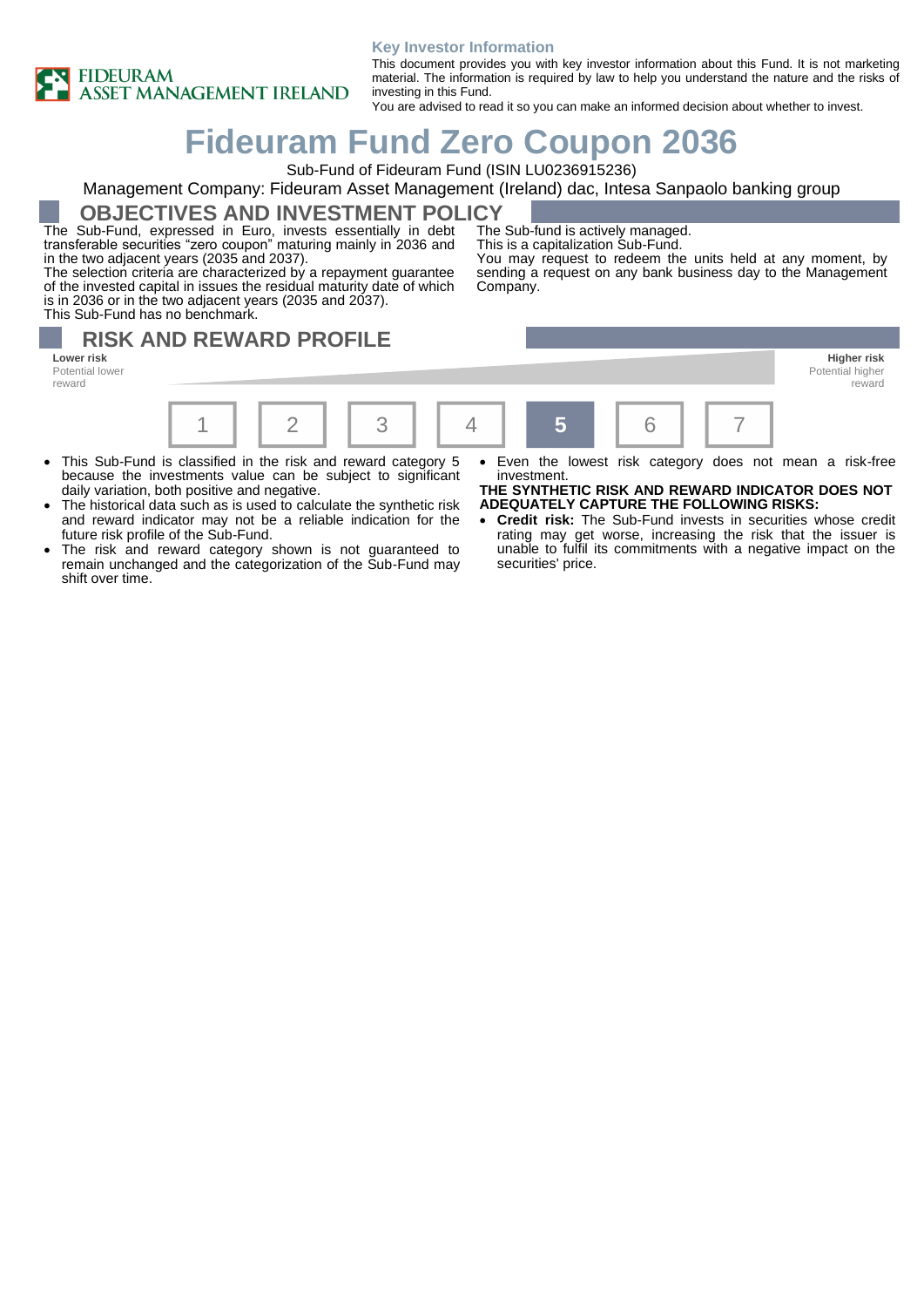FIDEURAM ASSET MANAGEMENT IRELAND

**Key Investor Information**

This document provides you with key investor information about this Fund. It is not marketing material. The information is required by law to help you understand the nature and the risks of investing in this Fund.
You are advised to read it so you can make an informed decision about whether to invest.

# Fideuram Fund Zero Coupon 2036

Sub-Fund of Fideuram Fund (ISIN LU0236915236)

Management Company: Fideuram Asset Management (Ireland) dac, Intesa Sanpaolo banking group

## OBJECTIVES AND INVESTMENT POLICY

The Sub-Fund, expressed in Euro, invests essentially in debt transferable securities "zero coupon" maturing mainly in 2036 and in the two adjacent years (2035 and 2037).
The selection criteria are characterized by a repayment guarantee of the invested capital in issues the residual maturity date of which is in 2036 or in the two adjacent years (2035 and 2037).
This Sub-Fund has no benchmark.

The Sub-fund is actively managed.
This is a capitalization Sub-Fund.
You may request to redeem the units held at any moment, by sending a request on any bank business day to the Management Company.

## RISK AND REWARD PROFILE

**Lower risk**
Potential lower reward

**Higher risk**
Potential higher reward

1 2 3 4 **5** 6 7

- This Sub-Fund is classified in the risk and reward category 5 because the investments value can be subject to significant daily variation, both positive and negative.
- The historical data such as is used to calculate the synthetic risk and reward indicator may not be a reliable indication for the future risk profile of the Sub-Fund.
- The risk and reward category shown is not guaranteed to remain unchanged and the categorization of the Sub-Fund may shift over time.
- Even the lowest risk category does not mean a risk-free investment.

**THE SYNTHETIC RISK AND REWARD INDICATOR DOES NOT ADEQUATELY CAPTURE THE FOLLOWING RISKS:**

- **Credit risk:** The Sub-Fund invests in securities whose credit rating may get worse, increasing the risk that the issuer is unable to fulfil its commitments with a negative impact on the securities' price.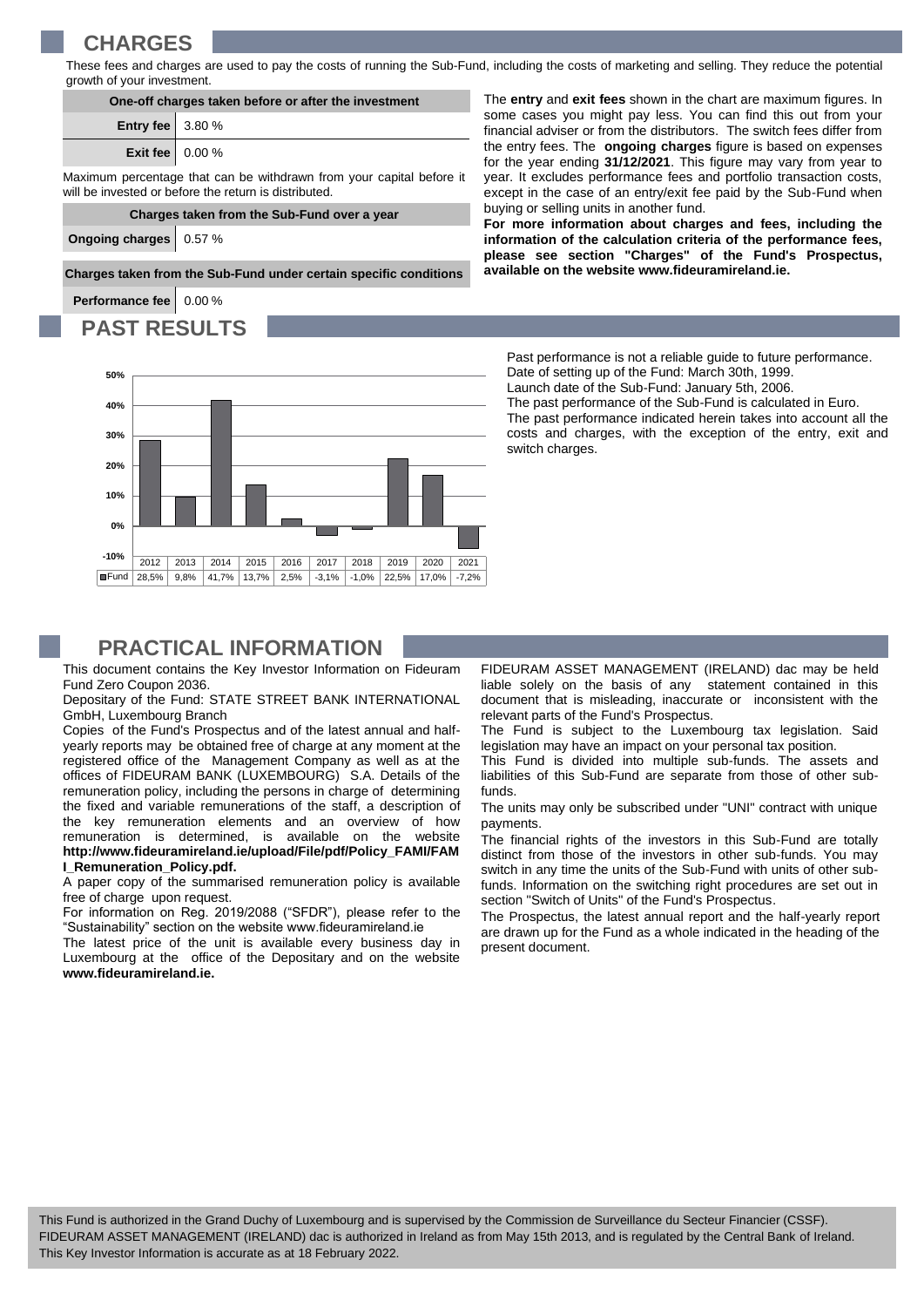## CHARGES

These fees and charges are used to pay the costs of running the Sub-Fund, including the costs of marketing and selling. They reduce the potential growth of your investment.

| One-off charges taken before or after the investment | |
|---|---|
| **Entry fee** | 3.80 % |
| **Exit fee** | 0.00 % |

Maximum percentage that can be withdrawn from your capital before it will be invested or before the return is distributed.

| Charges taken from the Sub-Fund over a year | |
|---|---|
| **Ongoing charges** | 0.57 % |

| Charges taken from the Sub-Fund under certain specific conditions | |
|---|---|
| **Performance fee** | 0.00 % |

The **entry** and **exit fees** shown in the chart are maximum figures. In some cases you might pay less. You can find this out from your financial adviser or from the distributors. The switch fees differ from the entry fees. The **ongoing charges** figure is based on expenses for the year ending **31/12/2021**. This figure may vary from year to year. It excludes performance fees and portfolio transaction costs, except in the case of an entry/exit fee paid by the Sub-Fund when buying or selling units in another fund.

**For more information about charges and fees, including the information of the calculation criteria of the performance fees, please see section "Charges" of the Fund's Prospectus, available on the website www.fideuramireland.ie.**

## PAST RESULTS

50%
40%
30%
20%
10%
0%
-10%

2012 2013 2014 2015 2016 2017 2018 2019 2020 2021

Fund 28,5% 9,8% 41,7% 13,7% 2,5% -3,1% -1,0% 22,5% 17,0% -7,2%

Past performance is not a reliable guide to future performance.
Date of setting up of the Fund: March 30th, 1999.
Launch date of the Sub-Fund: January 5th, 2006.
The past performance of the Sub-Fund is calculated in Euro.
The past performance indicated herein takes into account all the costs and charges, with the exception of the entry, exit and switch charges.

## PRACTICAL INFORMATION

This document contains the Key Investor Information on Fideuram Fund Zero Coupon 2036.

Depositary of the Fund: STATE STREET BANK INTERNATIONAL GmbH, Luxembourg Branch

Copies of the Fund's Prospectus and of the latest annual and half-yearly reports may be obtained free of charge at any moment at the registered office of the Management Company as well as at the offices of FIDEURAM BANK (LUXEMBOURG) S.A. Details of the remuneration policy, including the persons in charge of determining the fixed and variable remunerations of the staff, a description of the key remuneration elements and an overview of how remuneration is determined, is available on the website **http://www.fideuramireland.ie/upload/File/pdf/Policy_FAMI/FAMI_Remuneration_Policy.pdf.**

A paper copy of the summarised remuneration policy is available free of charge upon request.

For information on Reg. 2019/2088 ("SFDR"), please refer to the "Sustainability" section on the website www.fideuramireland.ie

The latest price of the unit is available every business day in Luxembourg at the office of the Depositary and on the website **www.fideuramireland.ie.**

FIDEURAM ASSET MANAGEMENT (IRELAND) dac may be held liable solely on the basis of any statement contained in this document that is misleading, inaccurate or inconsistent with the relevant parts of the Fund's Prospectus.

The Fund is subject to the Luxembourg tax legislation. Said legislation may have an impact on your personal tax position.

This Fund is divided into multiple sub-funds. The assets and liabilities of this Sub-Fund are separate from those of other sub-funds.

The units may only be subscribed under "UNI" contract with unique payments.

The financial rights of the investors in this Sub-Fund are totally distinct from those of the investors in other sub-funds. You may switch in any time the units of the Sub-Fund with units of other sub-funds. Information on the switching right procedures are set out in section "Switch of Units" of the Fund's Prospectus.

The Prospectus, the latest annual report and the half-yearly report are drawn up for the Fund as a whole indicated in the heading of the present document.

This Fund is authorized in the Grand Duchy of Luxembourg and is supervised by the Commission de Surveillance du Secteur Financier (CSSF).
FIDEURAM ASSET MANAGEMENT (IRELAND) dac is authorized in Ireland as from May 15th 2013, and is regulated by the Central Bank of Ireland.
This Key Investor Information is accurate as at 18 February 2022.